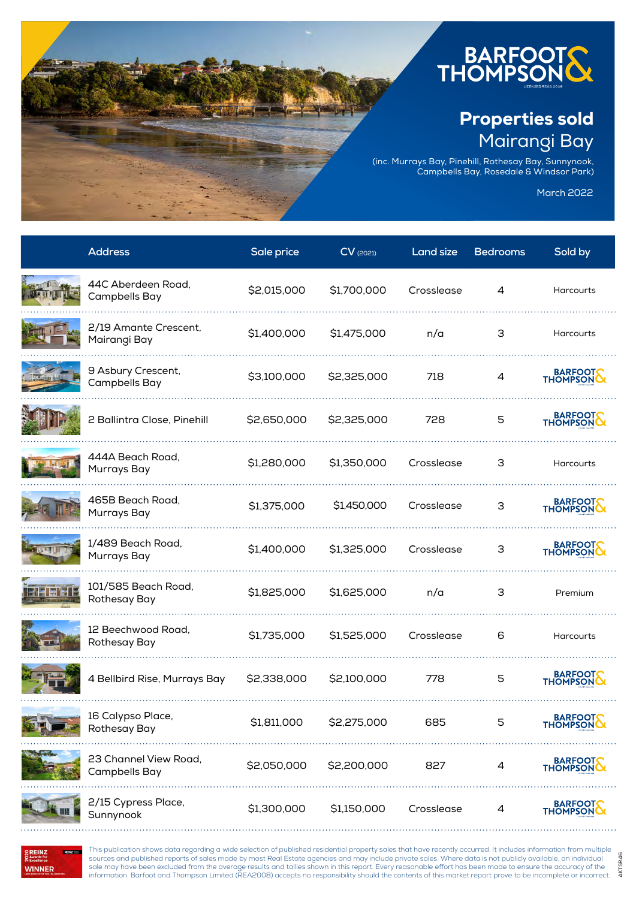BARFOOT & THOMPSON
LICENSED REAA 2008

# Properties sold
## Mairangi Bay

(inc. Murrays Bay, Pinehill, Rothesay Bay, Sunnynook, Campbells Bay, Rosedale & Windsor Park)

March 2022

| Address | Sale price | CV (2021) | Land size | Bedrooms | Sold by |
|---|---|---|---|---|---|
| 44C Aberdeen Road, Campbells Bay | $2,015,000 | $1,700,000 | Crosslease | 4 | Harcourts |
| 2/19 Amante Crescent, Mairangi Bay | $1,400,000 | $1,475,000 | n/a | 3 | Harcourts |
| 9 Asbury Crescent, Campbells Bay | $3,100,000 | $2,325,000 | 718 | 4 | Barfoot & Thompson |
| 2 Ballintra Close, Pinehill | $2,650,000 | $2,325,000 | 728 | 5 | Barfoot & Thompson |
| 444A Beach Road, Murrays Bay | $1,280,000 | $1,350,000 | Crosslease | 3 | Harcourts |
| 465B Beach Road, Murrays Bay | $1,375,000 | $1,450,000 | Crosslease | 3 | Barfoot & Thompson |
| 1/489 Beach Road, Murrays Bay | $1,400,000 | $1,325,000 | Crosslease | 3 | Barfoot & Thompson |
| 101/585 Beach Road, Rothesay Bay | $1,825,000 | $1,625,000 | n/a | 3 | Premium |
| 12 Beechwood Road, Rothesay Bay | $1,735,000 | $1,525,000 | Crosslease | 6 | Harcourts |
| 4 Bellbird Rise, Murrays Bay | $2,338,000 | $2,100,000 | 778 | 5 | Barfoot & Thompson |
| 16 Calypso Place, Rothesay Bay | $1,811,000 | $2,275,000 | 685 | 5 | Barfoot & Thompson |
| 23 Channel View Road, Campbells Bay | $2,050,000 | $2,200,000 | 827 | 4 | Barfoot & Thompson |
| 2/15 Cypress Place, Sunnynook | $1,300,000 | $1,150,000 | Crosslease | 4 | Barfoot & Thompson |

2020 REINZ Awards for Excellence WINNER

This publication shows data regarding a wide selection of published residential property sales that have recently occurred. It includes information from multiple sources and published reports of sales made by most Real Estate agencies and may include private sales. Where data is not publicly available, an individual sale may have been excluded from the average results and tallies shown in this report. Every reasonable effort has been made to ensure the accuracy of the information. Barfoot and Thompson Limited (REA2008) accepts no responsibility should the contents of this market report prove to be incomplete or incorrect.

AKTSR46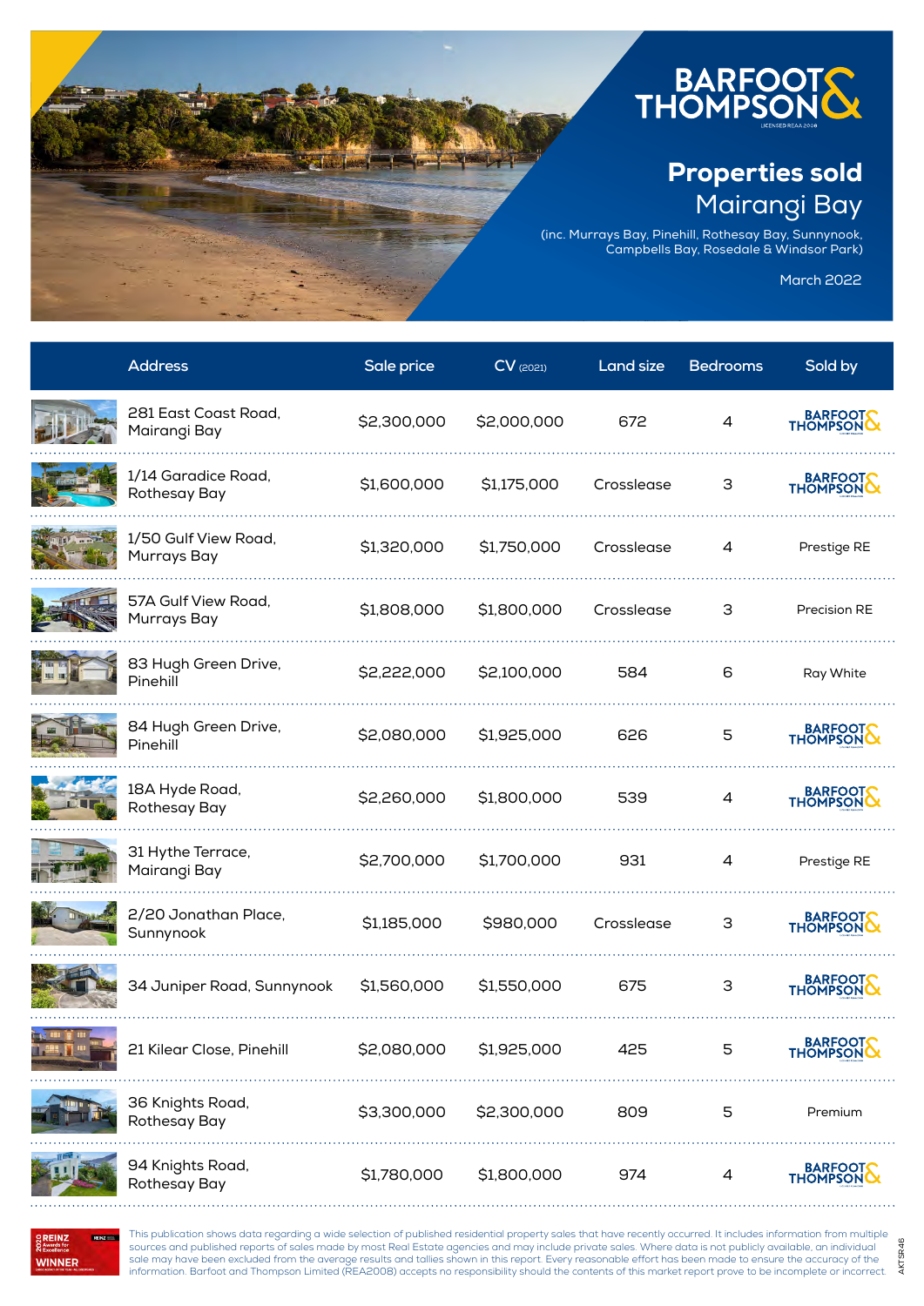# Properties sold Mairangi Bay

(inc. Murrays Bay, Pinehill, Rothesay Bay, Sunnynook, Campbells Bay, Rosedale & Windsor Park)

March 2022

| Address | Sale price | CV (2021) | Land size | Bedrooms | Sold by |
|---|---|---|---|---|---|
| 281 East Coast Road, Mairangi Bay | $2,300,000 | $2,000,000 | 672 | 4 | Barfoot & Thompson |
| 1/14 Garadice Road, Rothesay Bay | $1,600,000 | $1,175,000 | Crosslease | 3 | Barfoot & Thompson |
| 1/50 Gulf View Road, Murrays Bay | $1,320,000 | $1,750,000 | Crosslease | 4 | Prestige RE |
| 57A Gulf View Road, Murrays Bay | $1,808,000 | $1,800,000 | Crosslease | 3 | Precision RE |
| 83 Hugh Green Drive, Pinehill | $2,222,000 | $2,100,000 | 584 | 6 | Ray White |
| 84 Hugh Green Drive, Pinehill | $2,080,000 | $1,925,000 | 626 | 5 | Barfoot & Thompson |
| 18A Hyde Road, Rothesay Bay | $2,260,000 | $1,800,000 | 539 | 4 | Barfoot & Thompson |
| 31 Hythe Terrace, Mairangi Bay | $2,700,000 | $1,700,000 | 931 | 4 | Prestige RE |
| 2/20 Jonathan Place, Sunnynook | $1,185,000 | $980,000 | Crosslease | 3 | Barfoot & Thompson |
| 34 Juniper Road, Sunnynook | $1,560,000 | $1,550,000 | 675 | 3 | Barfoot & Thompson |
| 21 Kilear Close, Pinehill | $2,080,000 | $1,925,000 | 425 | 5 | Barfoot & Thompson |
| 36 Knights Road, Rothesay Bay | $3,300,000 | $2,300,000 | 809 | 5 | Premium |
| 94 Knights Road, Rothesay Bay | $1,780,000 | $1,800,000 | 974 | 4 | Barfoot & Thompson |

This publication shows data regarding a wide selection of published residential property sales that have recently occurred. It includes information from multiple sources and published reports of sales made by most Real Estate agencies and may include private sales. Where data is not publicly available, an individual sale may have been excluded from the average results and tallies shown in this report. Every reasonable effort has been made to ensure the accuracy of the information. Barfoot and Thompson Limited (REA2008) accepts no responsibility should the contents of this market report prove to be incomplete or incorrect.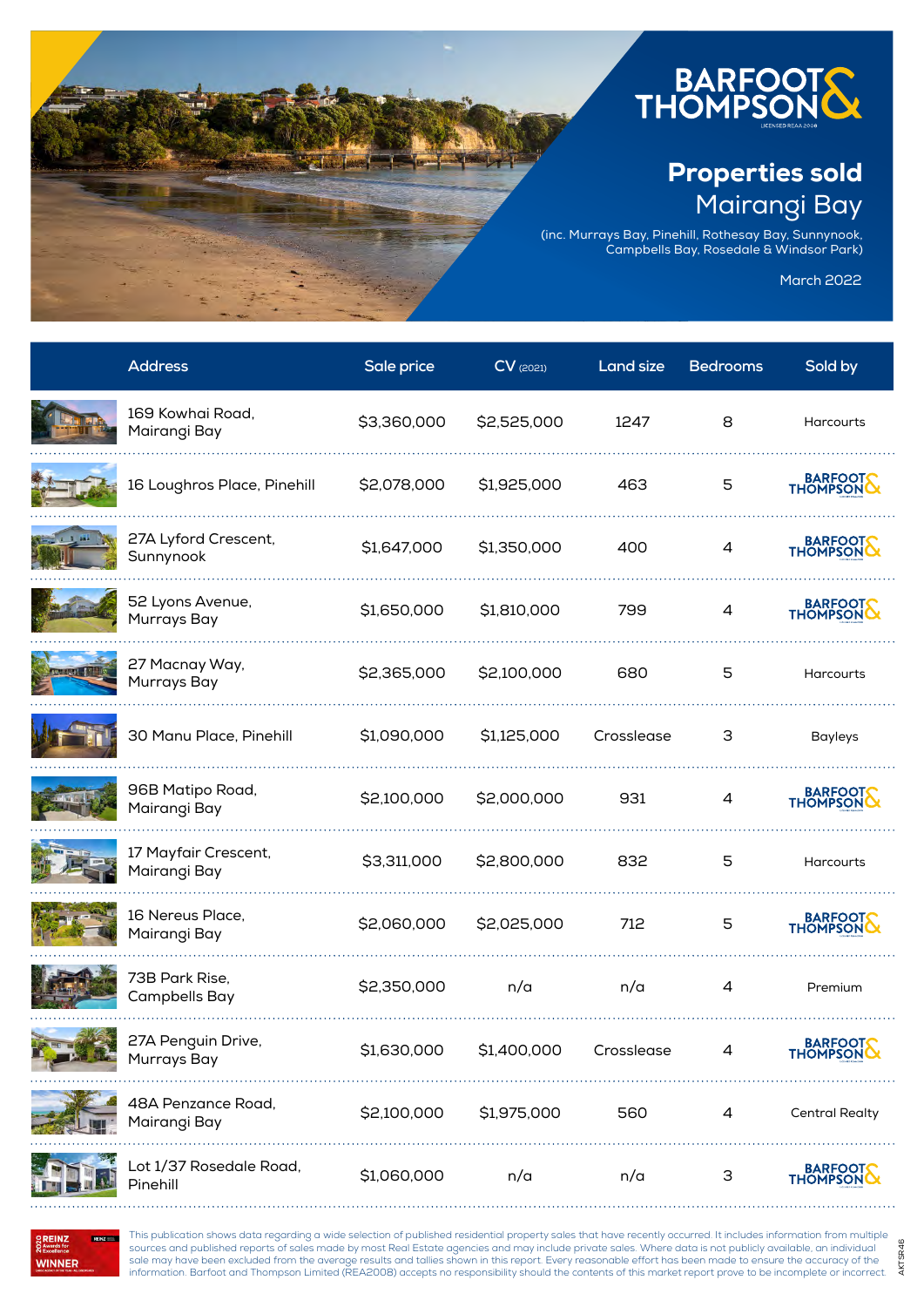BARFOOT & THOMPSON

# Properties sold

## Mairangi Bay

(inc. Murrays Bay, Pinehill, Rothesay Bay, Sunnynook, Campbells Bay, Rosedale & Windsor Park)

March 2022

| Address | Sale price | CV (2021) | Land size | Bedrooms | Sold by |
|---|---|---|---|---|---|
| 169 Kowhai Road, Mairangi Bay | $3,360,000 | $2,525,000 | 1247 | 8 | Harcourts |
| 16 Loughros Place, Pinehill | $2,078,000 | $1,925,000 | 463 | 5 | Barfoot & Thompson |
| 27A Lyford Crescent, Sunnynook | $1,647,000 | $1,350,000 | 400 | 4 | Barfoot & Thompson |
| 52 Lyons Avenue, Murrays Bay | $1,650,000 | $1,810,000 | 799 | 4 | Barfoot & Thompson |
| 27 Macnay Way, Murrays Bay | $2,365,000 | $2,100,000 | 680 | 5 | Harcourts |
| 30 Manu Place, Pinehill | $1,090,000 | $1,125,000 | Crosslease | 3 | Bayleys |
| 96B Matipo Road, Mairangi Bay | $2,100,000 | $2,000,000 | 931 | 4 | Barfoot & Thompson |
| 17 Mayfair Crescent, Mairangi Bay | $3,311,000 | $2,800,000 | 832 | 5 | Harcourts |
| 16 Nereus Place, Mairangi Bay | $2,060,000 | $2,025,000 | 712 | 5 | Barfoot & Thompson |
| 73B Park Rise, Campbells Bay | $2,350,000 | n/a | n/a | 4 | Premium |
| 27A Penguin Drive, Murrays Bay | $1,630,000 | $1,400,000 | Crosslease | 4 | Barfoot & Thompson |
| 48A Penzance Road, Mairangi Bay | $2,100,000 | $1,975,000 | 560 | 4 | Central Realty |
| Lot 1/37 Rosedale Road, Pinehill | $1,060,000 | n/a | n/a | 3 | Barfoot & Thompson |

This publication shows data regarding a wide selection of published residential property sales that have recently occurred. It includes information from multiple sources and published reports of sales made by most Real Estate agencies and may include private sales. Where data is not publicly available, an individual sale may have been excluded from the average results and tallies shown in this report. Every reasonable effort has been made to ensure the accuracy of the information. Barfoot and Thompson Limited (REA2008) accepts no responsibility should the contents of this market report prove to be incomplete or incorrect.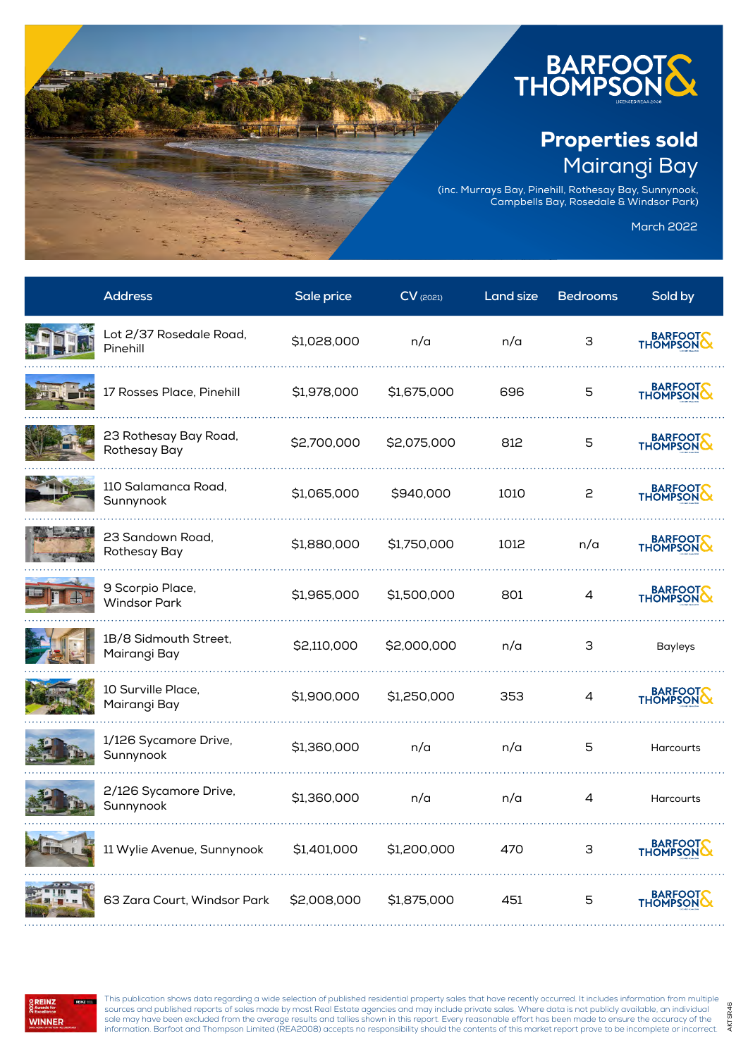BARFOOT & THOMPSON

LICENSED REAA 2008

# Properties sold
## Mairangi Bay

(inc. Murrays Bay, Pinehill, Rothesay Bay, Sunnynook, Campbells Bay, Rosedale & Windsor Park)

March 2022

| Address | Sale price | CV (2021) | Land size | Bedrooms | Sold by |
|---|---|---|---|---|---|
| Lot 2/37 Rosedale Road, Pinehill | $1,028,000 | n/a | n/a | 3 | Barfoot & Thompson |
| 17 Rosses Place, Pinehill | $1,978,000 | $1,675,000 | 696 | 5 | Barfoot & Thompson |
| 23 Rothesay Bay Road, Rothesay Bay | $2,700,000 | $2,075,000 | 812 | 5 | Barfoot & Thompson |
| 110 Salamanca Road, Sunnynook | $1,065,000 | $940,000 | 1010 | 2 | Barfoot & Thompson |
| 23 Sandown Road, Rothesay Bay | $1,880,000 | $1,750,000 | 1012 | n/a | Barfoot & Thompson |
| 9 Scorpio Place, Windsor Park | $1,965,000 | $1,500,000 | 801 | 4 | Barfoot & Thompson |
| 1B/8 Sidmouth Street, Mairangi Bay | $2,110,000 | $2,000,000 | n/a | 3 | Bayleys |
| 10 Surville Place, Mairangi Bay | $1,900,000 | $1,250,000 | 353 | 4 | Barfoot & Thompson |
| 1/126 Sycamore Drive, Sunnynook | $1,360,000 | n/a | n/a | 5 | Harcourts |
| 2/126 Sycamore Drive, Sunnynook | $1,360,000 | n/a | n/a | 4 | Harcourts |
| 11 Wylie Avenue, Sunnynook | $1,401,000 | $1,200,000 | 470 | 3 | Barfoot & Thompson |
| 63 Zara Court, Windsor Park | $2,008,000 | $1,875,000 | 451 | 5 | Barfoot & Thompson |

2020 REINZ Awards for Excellence WINNER

This publication shows data regarding a wide selection of published residential property sales that have recently occurred. It includes information from multiple sources and published reports of sales made by most Real Estate agencies and may include private sales. Where data is not publicly available, an individual sale may have been excluded from the average results and tallies shown in this report. Every reasonable effort has been made to ensure the accuracy of the information. Barfoot and Thompson Limited (REA2008) accepts no responsibility should the contents of this market report prove to be incomplete or incorrect.

AKTSR46